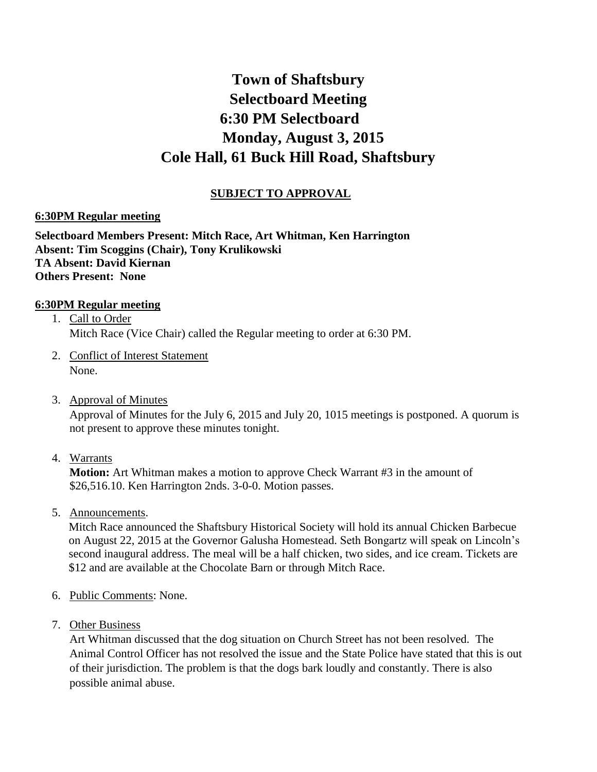# Town of Shaftsbury
# Selectboard Meeting
# 6:30 PM Selectboard
# Monday, August 3, 2015
# Cole Hall, 61 Buck Hill Road, Shaftsbury

**SUBJECT TO APPROVAL**

**6:30PM Regular meeting**

**Selectboard Members Present: Mitch Race, Art Whitman, Ken Harrington**
**Absent: Tim Scoggins (Chair), Tony Krulikowski**
**TA Absent: David Kiernan**
**Others Present: None**

**6:30PM Regular meeting**

1. Call to Order
   Mitch Race (Vice Chair) called the Regular meeting to order at 6:30 PM.

2. Conflict of Interest Statement
   None.

3. Approval of Minutes
   Approval of Minutes for the July 6, 2015 and July 20, 1015 meetings is postponed. A quorum is not present to approve these minutes tonight.

4. Warrants
   **Motion:** Art Whitman makes a motion to approve Check Warrant #3 in the amount of $26,516.10. Ken Harrington 2nds. 3-0-0. Motion passes.

5. Announcements.
   Mitch Race announced the Shaftsbury Historical Society will hold its annual Chicken Barbecue on August 22, 2015 at the Governor Galusha Homestead. Seth Bongartz will speak on Lincoln's second inaugural address. The meal will be a half chicken, two sides, and ice cream. Tickets are $12 and are available at the Chocolate Barn or through Mitch Race.

6. Public Comments: None.

7. Other Business
   Art Whitman discussed that the dog situation on Church Street has not been resolved. The Animal Control Officer has not resolved the issue and the State Police have stated that this is out of their jurisdiction. The problem is that the dogs bark loudly and constantly. There is also possible animal abuse.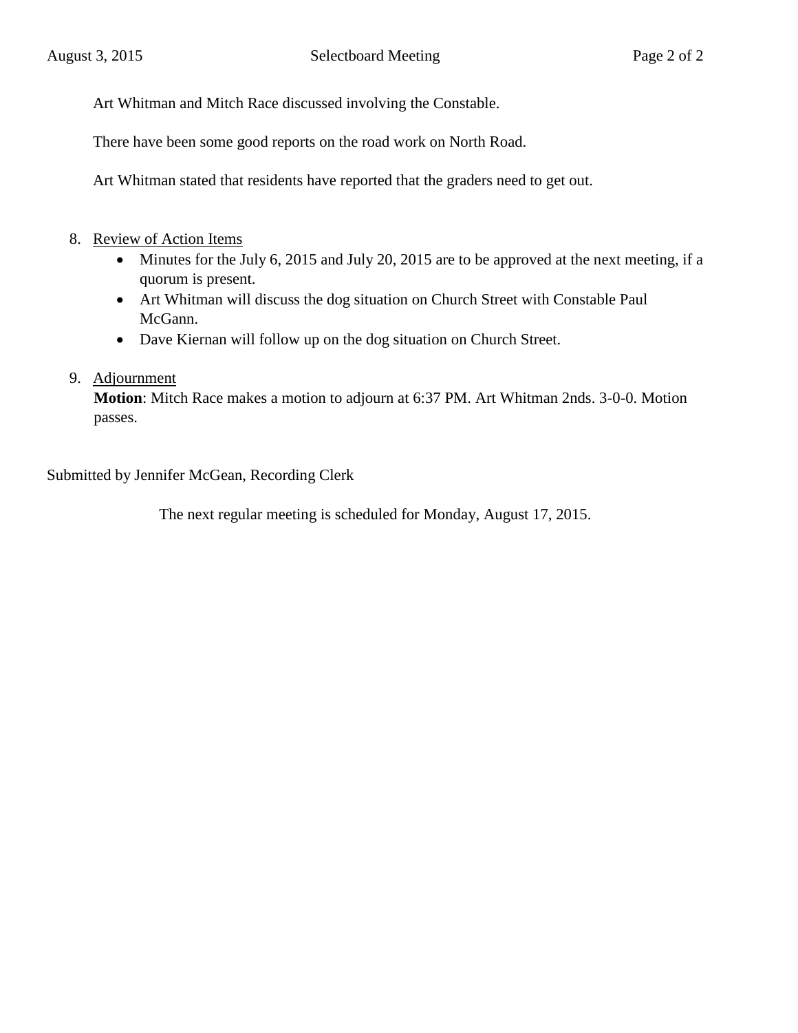Art Whitman and Mitch Race discussed involving the Constable.

There have been some good reports on the road work on North Road.

Art Whitman stated that residents have reported that the graders need to get out.

8. Review of Action Items
   - Minutes for the July 6, 2015 and July 20, 2015 are to be approved at the next meeting, if a quorum is present.
   - Art Whitman will discuss the dog situation on Church Street with Constable Paul McGann.
   - Dave Kiernan will follow up on the dog situation on Church Street.

9. Adjournment
   **Motion**: Mitch Race makes a motion to adjourn at 6:37 PM. Art Whitman 2nds. 3-0-0. Motion passes.

Submitted by Jennifer McGean, Recording Clerk

The next regular meeting is scheduled for Monday, August 17, 2015.